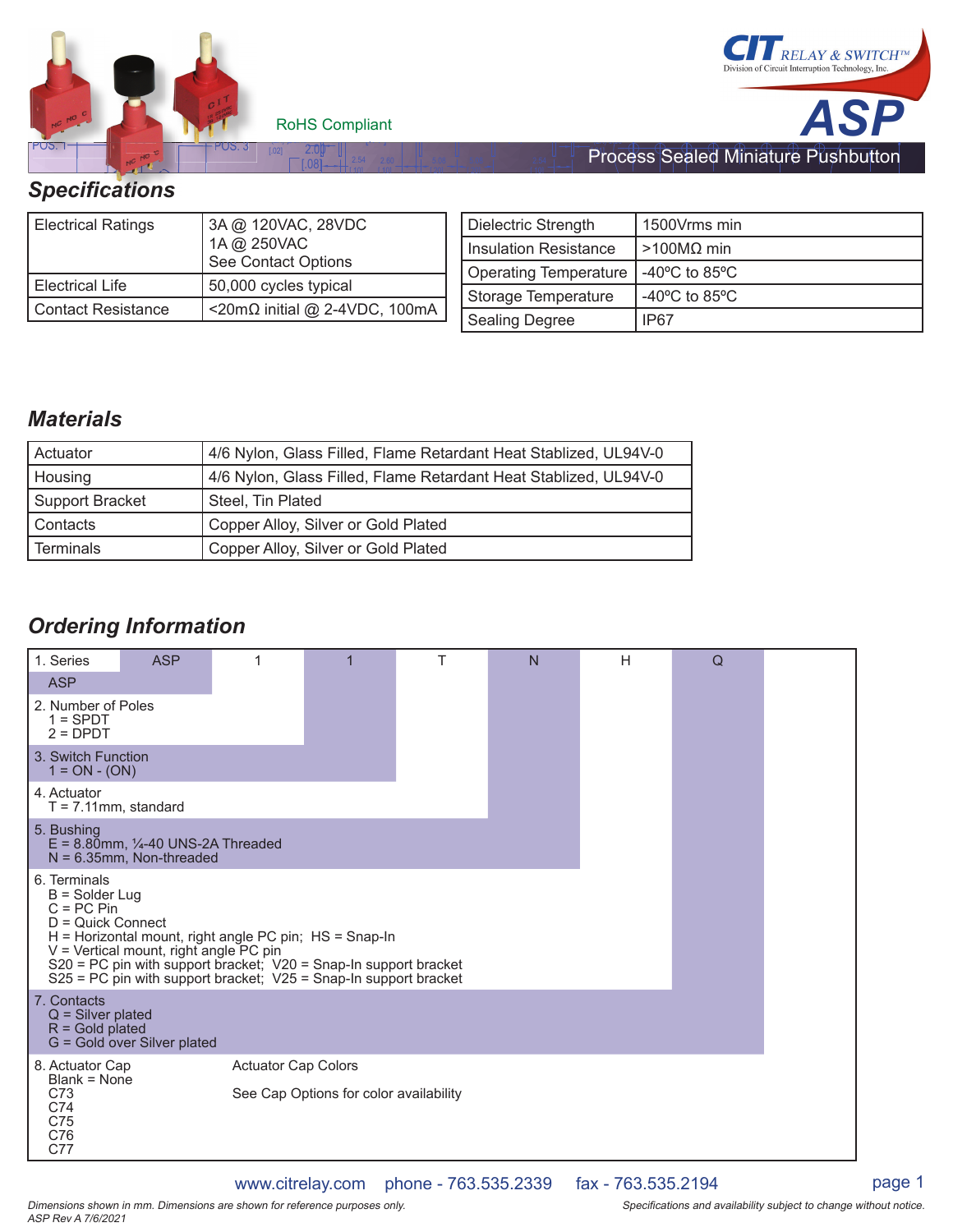RoHS Compliant

CIT RELAY & SWITCH™
Division of Circuit Interruption Technology, Inc.

# ASP

Process Sealed Miniature Pushbutton

## Specifications

| Electrical Ratings | 3A @ 120VAC, 28VDC<br>1A @ 250VAC<br>See Contact Options |
|---|---|
| Electrical Life | 50,000 cycles typical |
| Contact Resistance | <20mΩ initial @ 2-4VDC, 100mA |

| Dielectric Strength | 1500Vrms min |
|---|---|
| Insulation Resistance | >100MΩ min |
| Operating Temperature | -40ºC to 85ºC |
| Storage Temperature | -40ºC to 85ºC |
| Sealing Degree | IP67 |

## Materials

| Actuator | 4/6 Nylon, Glass Filled, Flame Retardant Heat Stablized, UL94V-0 |
|---|---|
| Housing | 4/6 Nylon, Glass Filled, Flame Retardant Heat Stablized, UL94V-0 |
| Support Bracket | Steel, Tin Plated |
| Contacts | Copper Alloy, Silver or Gold Plated |
| Terminals | Copper Alloy, Silver or Gold Plated |

## Ordering Information

| 1. Series | ASP | 1 | 1 | T | N | H | Q |
|---|---|---|---|---|---|---|---|

1. Series
   - ASP
2. Number of Poles
   - 1 = SPDT
   - 2 = DPDT
3. Switch Function
   - 1 = ON - (ON)
4. Actuator
   - T = 7.11mm, standard
5. Bushing
   - E = 8.80mm, ¼-40 UNS-2A Threaded
   - N = 6.35mm, Non-threaded
6. Terminals
   - B = Solder Lug
   - C = PC Pin
   - D = Quick Connect
   - H = Horizontal mount, right angle PC pin; HS = Snap-In
   - V = Vertical mount, right angle PC pin
   - S20 = PC pin with support bracket; V20 = Snap-In support bracket
   - S25 = PC pin with support bracket; V25 = Snap-In support bracket
7. Contacts
   - Q = Silver plated
   - R = Gold plated
   - G = Gold over Silver plated
8. Actuator Cap — Actuator Cap Colors
   - Blank = None
   - C73
   - C74
   - C75
   - C76
   - C77

   See Cap Options for color availability

www.citrelay.com phone - 763.535.2339 fax - 763.535.2194

*Dimensions shown in mm. Dimensions are shown for reference purposes only.*
*ASP Rev A 7/6/2021*

*Specifications and availability subject to change without notice.*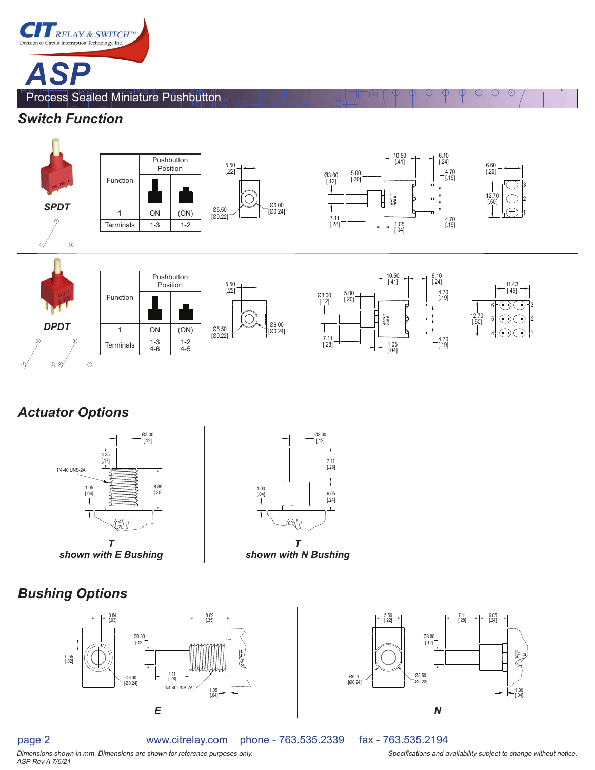# ASP

## Process Sealed Miniature Pushbutton

## Switch Function

**SPDT**

| Function | Pushbutton Position | |
|---|---|---|
| 1 | ON | (ON) |
| Terminals | 1-3 | 1-2 |

**DPDT**

| Function | Pushbutton Position | |
|---|---|---|
| 1 | ON | (ON) |
| Terminals | 1-3<br>4-6 | 1-2<br>4-5 |

## Actuator Options

**T**
**shown with E Bushing**

**T**
**shown with N Bushing**

## Bushing Options

**E**

**N**

www.citrelay.com phone - 763.535.2339 fax - 763.535.2194

*Dimensions shown in mm. Dimensions are shown for reference purposes only.*
*Specifications and availability subject to change without notice.*
*ASP Rev A 7/6/21*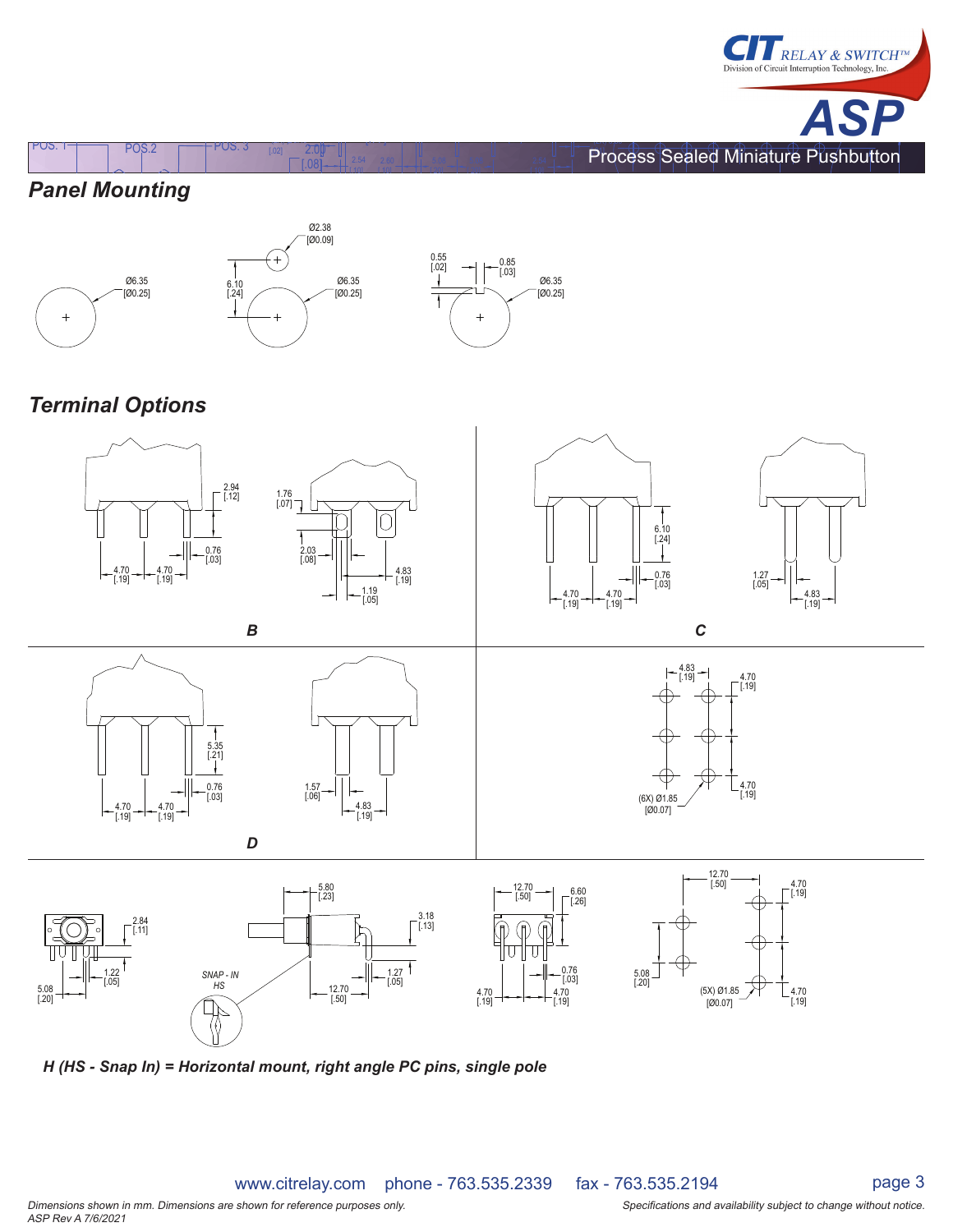## Panel Mounting

Ø6.35 [Ø0.25]

Ø2.38 [Ø0.09]

6.10 [.24]

Ø6.35 [Ø0.25]

0.55 [.02]

0.85 [.03]

Ø6.35 [Ø0.25]

## Terminal Options

2.94 [.12]

0.76 [.03]

4.70 [.19] 4.70 [.19]

1.76 [.07]

2.03 [.08]

4.83 [.19]

1.19 [.05]

**B**

6.10 [.24]

0.76 [.03]

4.70 [.19] 4.70 [.19]

1.27 [.05]

4.83 [.19]

**C**

5.35 [.21]

0.76 [.03]

4.70 [.19] 4.70 [.19]

1.57 [.06]

4.83 [.19]

**D**

4.83 [.19]

4.70 [.19]

4.70 [.19]

(6X) Ø1.85 [Ø0.07]

2.84 [.11]

1.22 [.05]

5.08 [.20]

5.80 [.23]

3.18 [.13]

1.27 [.05]

12.70 [.50]

SNAP - IN HS

12.70 [.50]

6.60 [.26]

0.76 [.03]

4.70 [.19] 4.70 [.19]

12.70 [.50]

4.70 [.19]

5.08 [.20]

(5X) Ø1.85 [Ø0.07]

4.70 [.19]

***H (HS - Snap In) = Horizontal mount, right angle PC pins, single pole***

www.citrelay.com phone - 763.535.2339 fax - 763.535.2194

*Dimensions shown in mm. Dimensions are shown for reference purposes only.*
*ASP Rev A 7/6/2021*

*Specifications and availability subject to change without notice.*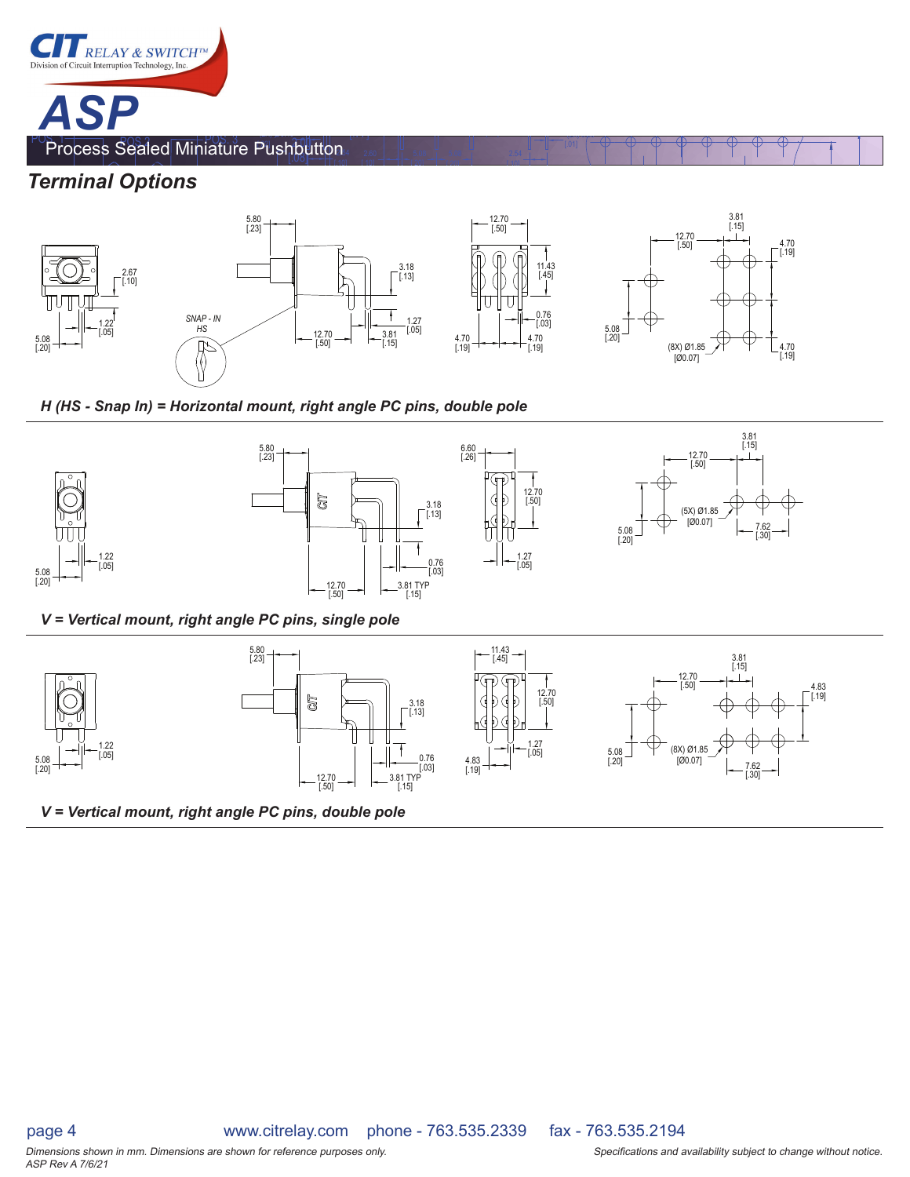# ASP

Process Sealed Miniature Pushbutton

## Terminal Options

*H (HS - Snap In) = Horizontal mount, right angle PC pins, double pole*

*V = Vertical mount, right angle PC pins, single pole*

*V = Vertical mount, right angle PC pins, double pole*

*Dimensions shown in mm. Dimensions are shown for reference purposes only.*
*ASP Rev A 7/6/21*

*Specifications and availability subject to change without notice.*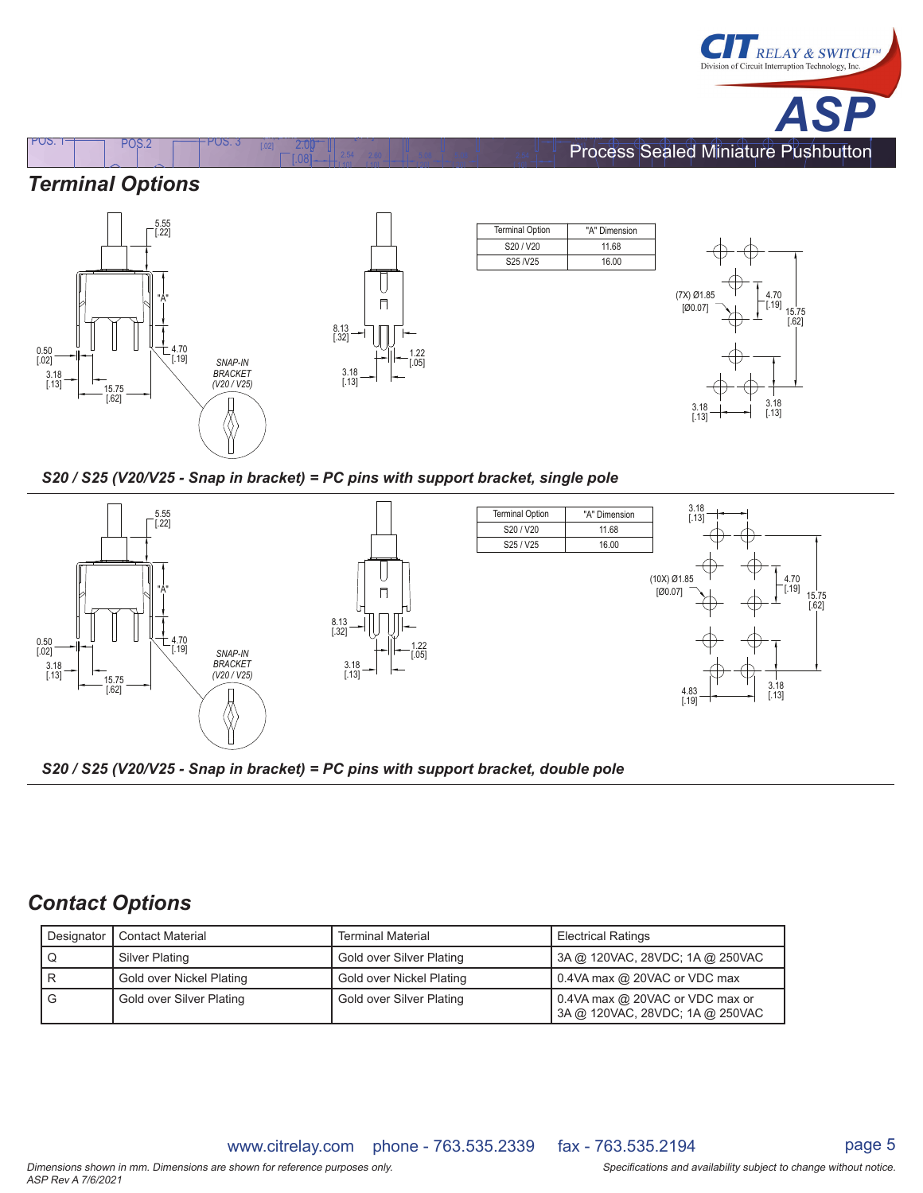## Terminal Options

| Terminal Option | "A" Dimension |
|---|---|
| S20 / V20 | 11.68 |
| S25 /V25 | 16.00 |

*S20 / S25 (V20/V25 - Snap in bracket) = PC pins with support bracket, single pole*

| Terminal Option | "A" Dimension |
|---|---|
| S20 / V20 | 11.68 |
| S25 / V25 | 16.00 |

*S20 / S25 (V20/V25 - Snap in bracket) = PC pins with support bracket, double pole*

## Contact Options

| Designator | Contact Material | Terminal Material | Electrical Ratings |
|---|---|---|---|
| Q | Silver Plating | Gold over Silver Plating | 3A @ 120VAC, 28VDC; 1A @ 250VAC |
| R | Gold over Nickel Plating | Gold over Nickel Plating | 0.4VA max @ 20VAC or VDC max |
| G | Gold over Silver Plating | Gold over Silver Plating | 0.4VA max @ 20VAC or VDC max or 3A @ 120VAC, 28VDC; 1A @ 250VAC |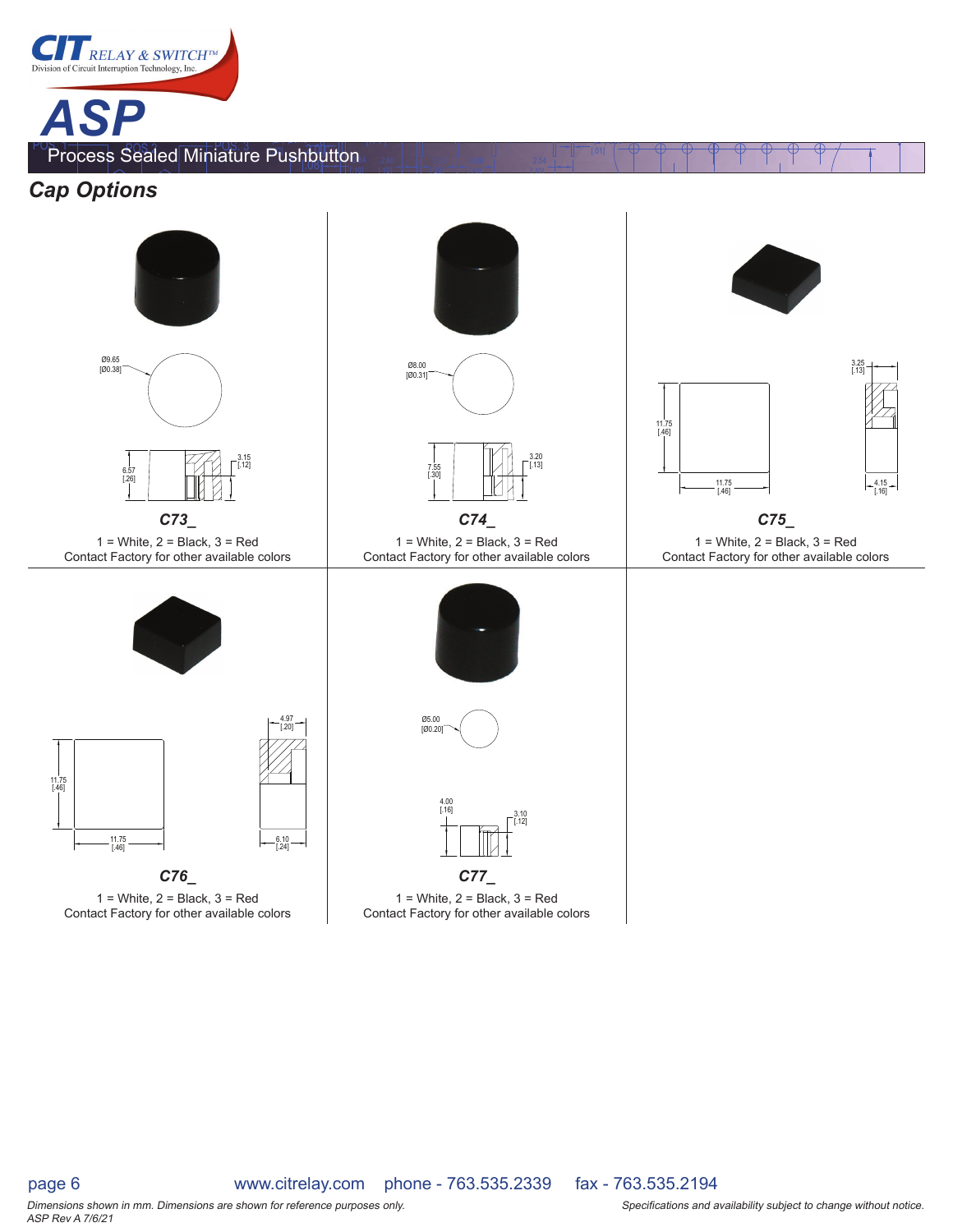# ASP

## Process Sealed Miniature Pushbutton

### Cap Options

Ø9.65 [Ø0.38]

6.57 [.26]

3.15 [.12]

**C73_**

1 = White, 2 = Black, 3 = Red
Contact Factory for other available colors

Ø8.00 [Ø0.31]

7.55 [.30]

3.20 [.13]

**C74_**

1 = White, 2 = Black, 3 = Red
Contact Factory for other available colors

11.75 [.46]

11.75 [.46]

3.25 [.13]

4.15 [.16]

**C75_**

1 = White, 2 = Black, 3 = Red
Contact Factory for other available colors

11.75 [.46]

11.75 [.46]

4.97 [.20]

6.10 [.24]

**C76_**

1 = White, 2 = Black, 3 = Red
Contact Factory for other available colors

Ø5.00 [Ø0.20]

4.00 [.16]

3.10 [.12]

**C77_**

1 = White, 2 = Black, 3 = Red
Contact Factory for other available colors

www.citrelay.com phone - 763.535.2339 fax - 763.535.2194

*Dimensions shown in mm. Dimensions are shown for reference purposes only.*
*ASP Rev A 7/6/21*

*Specifications and availability subject to change without notice.*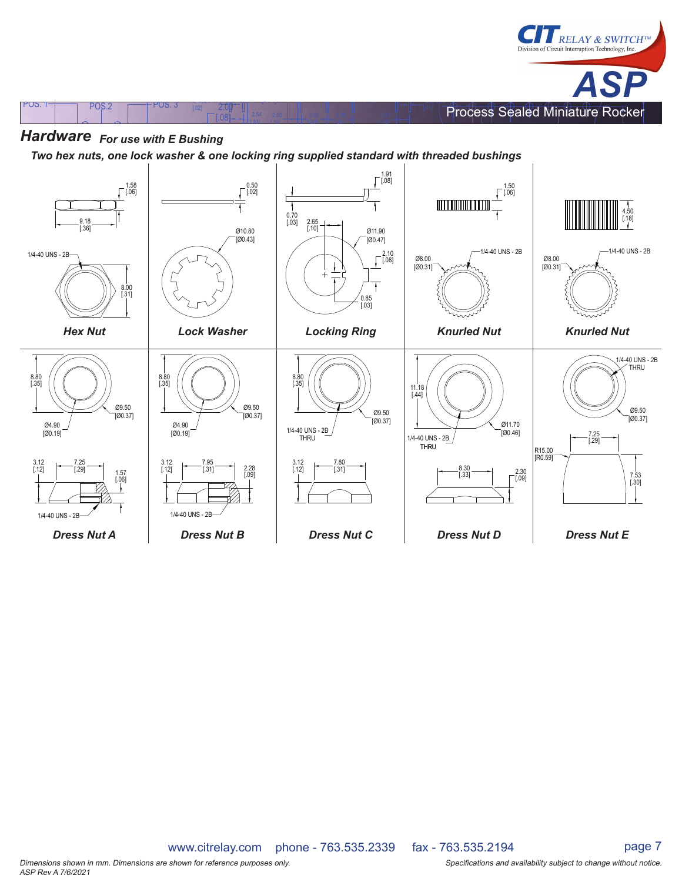## Hardware *For use with E Bushing*

***Two hex nuts, one lock washer & one locking ring supplied standard with threaded bushings***

**Hex Nut**

1.58
[.06]
9.18
[.36]
1/4-40 UNS - 2B
8.00
[.31]

**Lock Washer**

0.50
[.02]
Ø10.80
[Ø0.43]

**Locking Ring**

1.91
[.08]
0.70
[.03]
2.65
[.10]
Ø11.90
[Ø0.47]
2.10
[.08]
0.85
[.03]

**Knurled Nut**

1.50
[.06]
Ø8.00
[Ø0.31]
1/4-40 UNS - 2B

**Knurled Nut**

4.50
[.18]
Ø8.00
[Ø0.31]
1/4-40 UNS - 2B

**Dress Nut A**

8.80
[.35]
Ø9.50
[Ø0.37]
Ø4.90
[Ø0.19]
3.12
[.12]
7.25
[.29]
1.57
[.06]
1/4-40 UNS - 2B

**Dress Nut B**

8.80
[.35]
Ø9.50
[Ø0.37]
Ø4.90
[Ø0.19]
3.12
[.12]
7.95
[.31]
2.28
[.09]
1/4-40 UNS - 2B

**Dress Nut C**

8.80
[.35]
Ø9.50
[Ø0.37]
1/4-40 UNS - 2B
THRU
3.12
[.12]
7.80
[.31]

**Dress Nut D**

11.18
[.44]
Ø11.70
[Ø0.46]
1/4-40 UNS - 2B
THRU
8.30
[.33]
2.30
[.09]

**Dress Nut E**

1/4-40 UNS - 2B
THRU
Ø9.50
[Ø0.37]
7.25
[.29]
R15.00
[R0.59]
7.53
[.30]

*Dimensions shown in mm. Dimensions are shown for reference purposes only.*